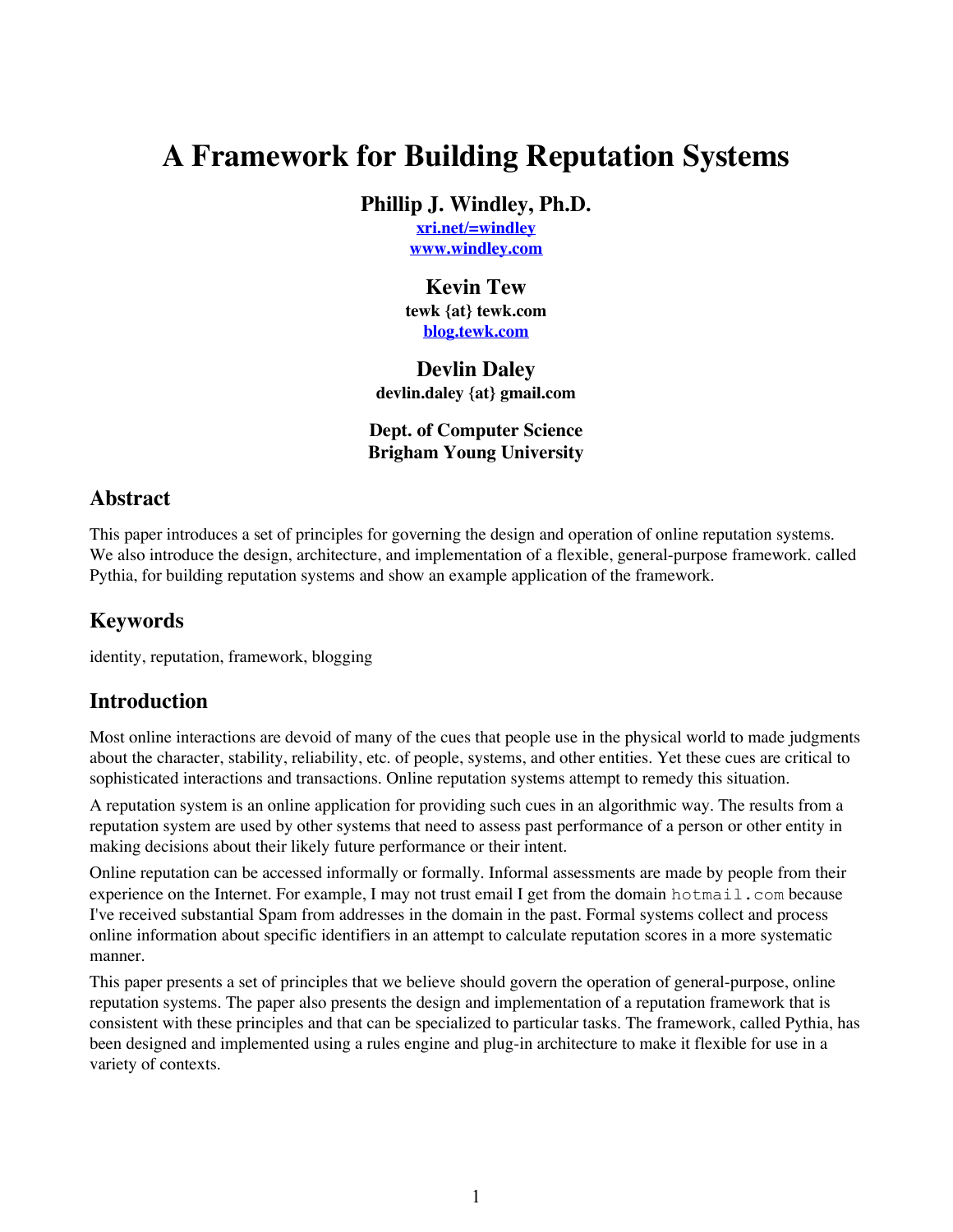# A Framework for Building Reputation Systems

**Phillip J. Windley, Ph.D.**
**xri.net/=windley**
**www.windley.com**

**Kevin Tew**
**tewk {at} tewk.com**
**blog.tewk.com**

**Devlin Daley**
**devlin.daley {at} gmail.com**

**Dept. of Computer Science**
**Brigham Young University**

## Abstract

This paper introduces a set of principles for governing the design and operation of online reputation systems. We also introduce the design, architecture, and implementation of a flexible, general-purpose framework. called Pythia, for building reputation systems and show an example application of the framework.

## Keywords

identity, reputation, framework, blogging

## Introduction

Most online interactions are devoid of many of the cues that people use in the physical world to made judgments about the character, stability, reliability, etc. of people, systems, and other entities. Yet these cues are critical to sophisticated interactions and transactions. Online reputation systems attempt to remedy this situation.

A reputation system is an online application for providing such cues in an algorithmic way. The results from a reputation system are used by other systems that need to assess past performance of a person or other entity in making decisions about their likely future performance or their intent.

Online reputation can be accessed informally or formally. Informal assessments are made by people from their experience on the Internet. For example, I may not trust email I get from the domain `hotmail.com` because I've received substantial Spam from addresses in the domain in the past. Formal systems collect and process online information about specific identifiers in an attempt to calculate reputation scores in a more systematic manner.

This paper presents a set of principles that we believe should govern the operation of general-purpose, online reputation systems. The paper also presents the design and implementation of a reputation framework that is consistent with these principles and that can be specialized to particular tasks. The framework, called Pythia, has been designed and implemented using a rules engine and plug-in architecture to make it flexible for use in a variety of contexts.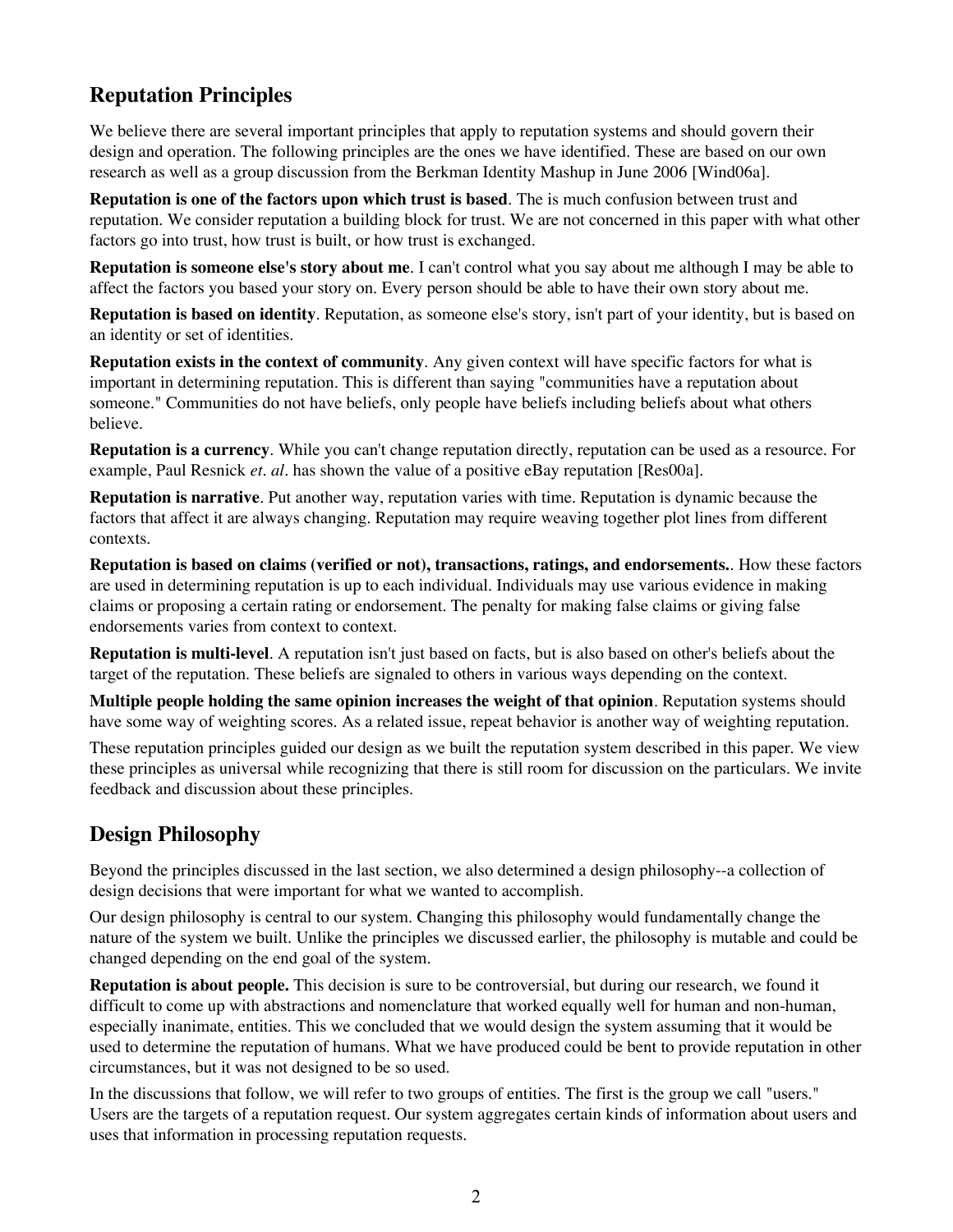## Reputation Principles

We believe there are several important principles that apply to reputation systems and should govern their design and operation. The following principles are the ones we have identified. These are based on our own research as well as a group discussion from the Berkman Identity Mashup in June 2006 [Wind06a].

**Reputation is one of the factors upon which trust is based**. The is much confusion between trust and reputation. We consider reputation a building block for trust. We are not concerned in this paper with what other factors go into trust, how trust is built, or how trust is exchanged.

**Reputation is someone else's story about me**. I can't control what you say about me although I may be able to affect the factors you based your story on. Every person should be able to have their own story about me.

**Reputation is based on identity**. Reputation, as someone else's story, isn't part of your identity, but is based on an identity or set of identities.

**Reputation exists in the context of community**. Any given context will have specific factors for what is important in determining reputation. This is different than saying "communities have a reputation about someone." Communities do not have beliefs, only people have beliefs including beliefs about what others believe.

**Reputation is a currency**. While you can't change reputation directly, reputation can be used as a resource. For example, Paul Resnick *et. al*. has shown the value of a positive eBay reputation [Res00a].

**Reputation is narrative**. Put another way, reputation varies with time. Reputation is dynamic because the factors that affect it are always changing. Reputation may require weaving together plot lines from different contexts.

**Reputation is based on claims (verified or not), transactions, ratings, and endorsements.**. How these factors are used in determining reputation is up to each individual. Individuals may use various evidence in making claims or proposing a certain rating or endorsement. The penalty for making false claims or giving false endorsements varies from context to context.

**Reputation is multi-level**. A reputation isn't just based on facts, but is also based on other's beliefs about the target of the reputation. These beliefs are signaled to others in various ways depending on the context.

**Multiple people holding the same opinion increases the weight of that opinion**. Reputation systems should have some way of weighting scores. As a related issue, repeat behavior is another way of weighting reputation.

These reputation principles guided our design as we built the reputation system described in this paper. We view these principles as universal while recognizing that there is still room for discussion on the particulars. We invite feedback and discussion about these principles.

## Design Philosophy

Beyond the principles discussed in the last section, we also determined a design philosophy--a collection of design decisions that were important for what we wanted to accomplish.

Our design philosophy is central to our system. Changing this philosophy would fundamentally change the nature of the system we built. Unlike the principles we discussed earlier, the philosophy is mutable and could be changed depending on the end goal of the system.

**Reputation is about people.** This decision is sure to be controversial, but during our research, we found it difficult to come up with abstractions and nomenclature that worked equally well for human and non-human, especially inanimate, entities. This we concluded that we would design the system assuming that it would be used to determine the reputation of humans. What we have produced could be bent to provide reputation in other circumstances, but it was not designed to be so used.

In the discussions that follow, we will refer to two groups of entities. The first is the group we call "users." Users are the targets of a reputation request. Our system aggregates certain kinds of information about users and uses that information in processing reputation requests.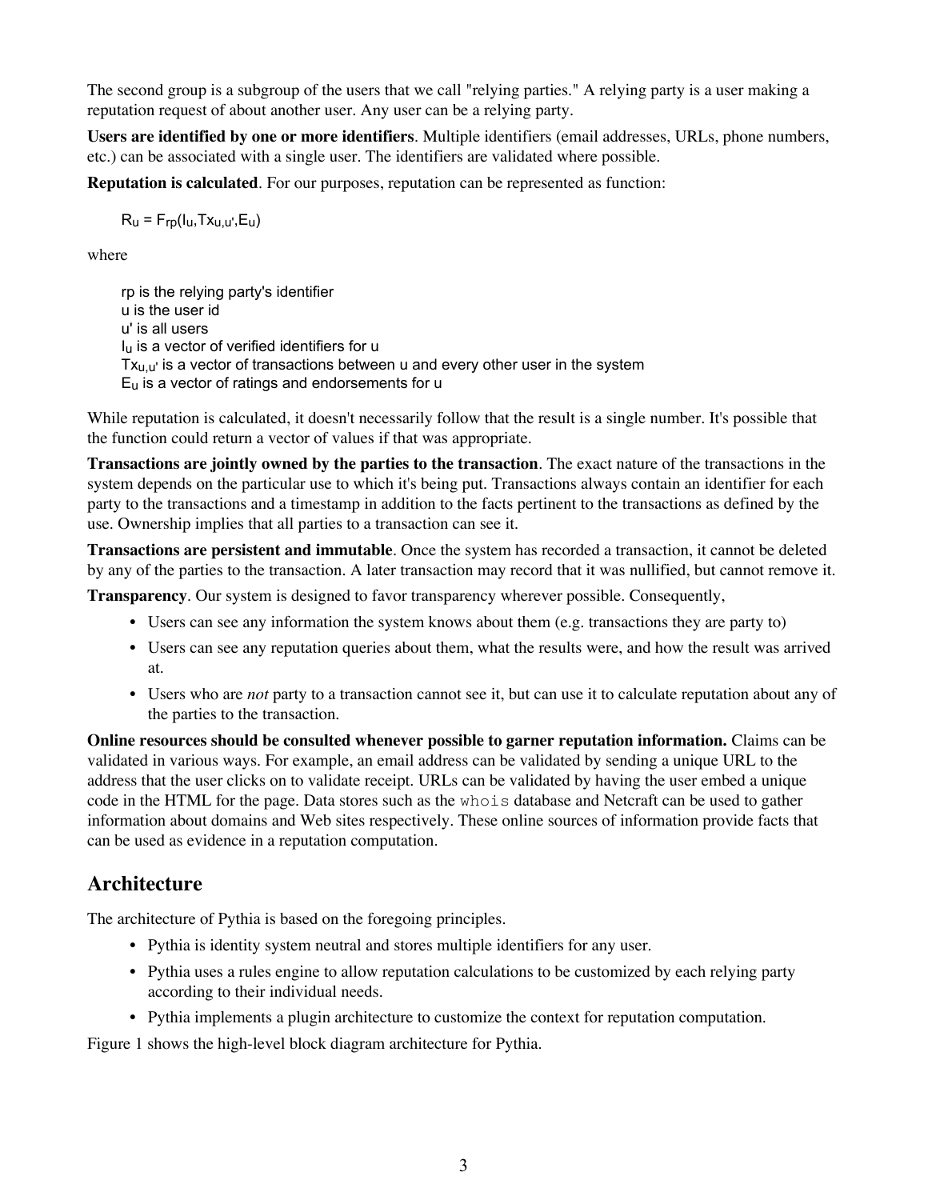The second group is a subgroup of the users that we call "relying parties." A relying party is a user making a reputation request of about another user. Any user can be a relying party.

**Users are identified by one or more identifiers**. Multiple identifiers (email addresses, URLs, phone numbers, etc.) can be associated with a single user. The identifiers are validated where possible.

**Reputation is calculated**. For our purposes, reputation can be represented as function:

$$R_u = F_{rp}(I_u, Tx_{u,u'}, E_u)$$

where

rp is the relying party's identifier
u is the user id
u' is all users
$I_u$ is a vector of verified identifiers for u
$Tx_{u,u'}$ is a vector of transactions between u and every other user in the system
$E_u$ is a vector of ratings and endorsements for u

While reputation is calculated, it doesn't necessarily follow that the result is a single number. It's possible that the function could return a vector of values if that was appropriate.

**Transactions are jointly owned by the parties to the transaction**. The exact nature of the transactions in the system depends on the particular use to which it's being put. Transactions always contain an identifier for each party to the transactions and a timestamp in addition to the facts pertinent to the transactions as defined by the use. Ownership implies that all parties to a transaction can see it.

**Transactions are persistent and immutable**. Once the system has recorded a transaction, it cannot be deleted by any of the parties to the transaction. A later transaction may record that it was nullified, but cannot remove it.

**Transparency**. Our system is designed to favor transparency wherever possible. Consequently,

- Users can see any information the system knows about them (e.g. transactions they are party to)
- Users can see any reputation queries about them, what the results were, and how the result was arrived at.
- Users who are *not* party to a transaction cannot see it, but can use it to calculate reputation about any of the parties to the transaction.

**Online resources should be consulted whenever possible to garner reputation information.** Claims can be validated in various ways. For example, an email address can be validated by sending a unique URL to the address that the user clicks on to validate receipt. URLs can be validated by having the user embed a unique code in the HTML for the page. Data stores such as the `whois` database and Netcraft can be used to gather information about domains and Web sites respectively. These online sources of information provide facts that can be used as evidence in a reputation computation.

## Architecture

The architecture of Pythia is based on the foregoing principles.

- Pythia is identity system neutral and stores multiple identifiers for any user.
- Pythia uses a rules engine to allow reputation calculations to be customized by each relying party according to their individual needs.
- Pythia implements a plugin architecture to customize the context for reputation computation.

Figure 1 shows the high-level block diagram architecture for Pythia.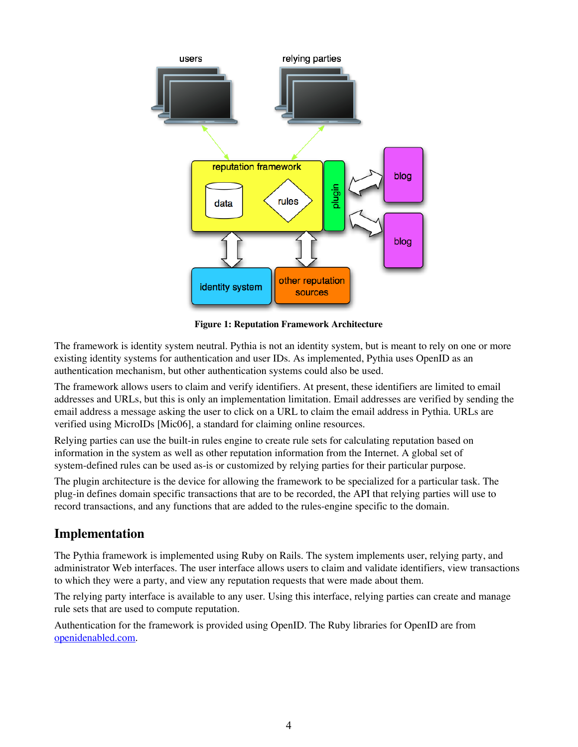Figure 1: Reputation Framework Architecture

The framework is identity system neutral. Pythia is not an identity system, but is meant to rely on one or more existing identity systems for authentication and user IDs. As implemented, Pythia uses OpenID as an authentication mechanism, but other authentication systems could also be used.

The framework allows users to claim and verify identifiers. At present, these identifiers are limited to email addresses and URLs, but this is only an implementation limitation. Email addresses are verified by sending the email address a message asking the user to click on a URL to claim the email address in Pythia. URLs are verified using MicroIDs [Mic06], a standard for claiming online resources.

Relying parties can use the built-in rules engine to create rule sets for calculating reputation based on information in the system as well as other reputation information from the Internet. A global set of system-defined rules can be used as-is or customized by relying parties for their particular purpose.

The plugin architecture is the device for allowing the framework to be specialized for a particular task. The plug-in defines domain specific transactions that are to be recorded, the API that relying parties will use to record transactions, and any functions that are added to the rules-engine specific to the domain.

## Implementation

The Pythia framework is implemented using Ruby on Rails. The system implements user, relying party, and administrator Web interfaces. The user interface allows users to claim and validate identifiers, view transactions to which they were a party, and view any reputation requests that were made about them.

The relying party interface is available to any user. Using this interface, relying parties can create and manage rule sets that are used to compute reputation.

Authentication for the framework is provided using OpenID. The Ruby libraries for OpenID are from openidenabled.com.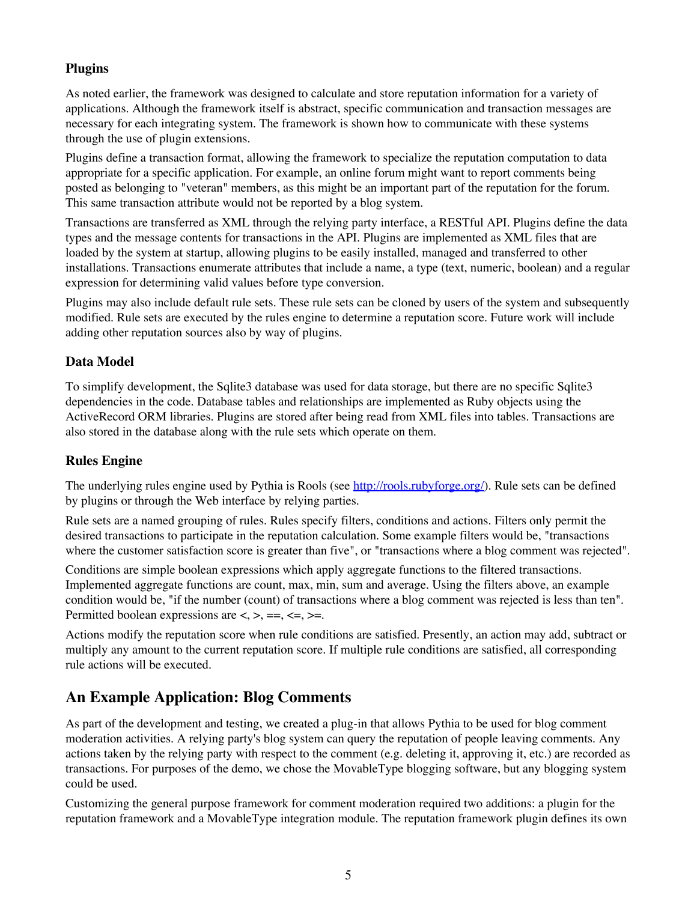### Plugins

As noted earlier, the framework was designed to calculate and store reputation information for a variety of applications. Although the framework itself is abstract, specific communication and transaction messages are necessary for each integrating system. The framework is shown how to communicate with these systems through the use of plugin extensions.

Plugins define a transaction format, allowing the framework to specialize the reputation computation to data appropriate for a specific application. For example, an online forum might want to report comments being posted as belonging to "veteran" members, as this might be an important part of the reputation for the forum. This same transaction attribute would not be reported by a blog system.

Transactions are transferred as XML through the relying party interface, a RESTful API. Plugins define the data types and the message contents for transactions in the API. Plugins are implemented as XML files that are loaded by the system at startup, allowing plugins to be easily installed, managed and transferred to other installations. Transactions enumerate attributes that include a name, a type (text, numeric, boolean) and a regular expression for determining valid values before type conversion.

Plugins may also include default rule sets. These rule sets can be cloned by users of the system and subsequently modified. Rule sets are executed by the rules engine to determine a reputation score. Future work will include adding other reputation sources also by way of plugins.

### Data Model

To simplify development, the Sqlite3 database was used for data storage, but there are no specific Sqlite3 dependencies in the code. Database tables and relationships are implemented as Ruby objects using the ActiveRecord ORM libraries. Plugins are stored after being read from XML files into tables. Transactions are also stored in the database along with the rule sets which operate on them.

### Rules Engine

The underlying rules engine used by Pythia is Rools (see [http://rools.rubyforge.org/](http://rools.rubyforge.org/)). Rule sets can be defined by plugins or through the Web interface by relying parties.

Rule sets are a named grouping of rules. Rules specify filters, conditions and actions. Filters only permit the desired transactions to participate in the reputation calculation. Some example filters would be, "transactions where the customer satisfaction score is greater than five", or "transactions where a blog comment was rejected".

Conditions are simple boolean expressions which apply aggregate functions to the filtered transactions. Implemented aggregate functions are count, max, min, sum and average. Using the filters above, an example condition would be, "if the number (count) of transactions where a blog comment was rejected is less than ten". Permitted boolean expressions are <, >, ==, <=, >=.

Actions modify the reputation score when rule conditions are satisfied. Presently, an action may add, subtract or multiply any amount to the current reputation score. If multiple rule conditions are satisfied, all corresponding rule actions will be executed.

## An Example Application: Blog Comments

As part of the development and testing, we created a plug-in that allows Pythia to be used for blog comment moderation activities. A relying party's blog system can query the reputation of people leaving comments. Any actions taken by the relying party with respect to the comment (e.g. deleting it, approving it, etc.) are recorded as transactions. For purposes of the demo, we chose the MovableType blogging software, but any blogging system could be used.

Customizing the general purpose framework for comment moderation required two additions: a plugin for the reputation framework and a MovableType integration module. The reputation framework plugin defines its own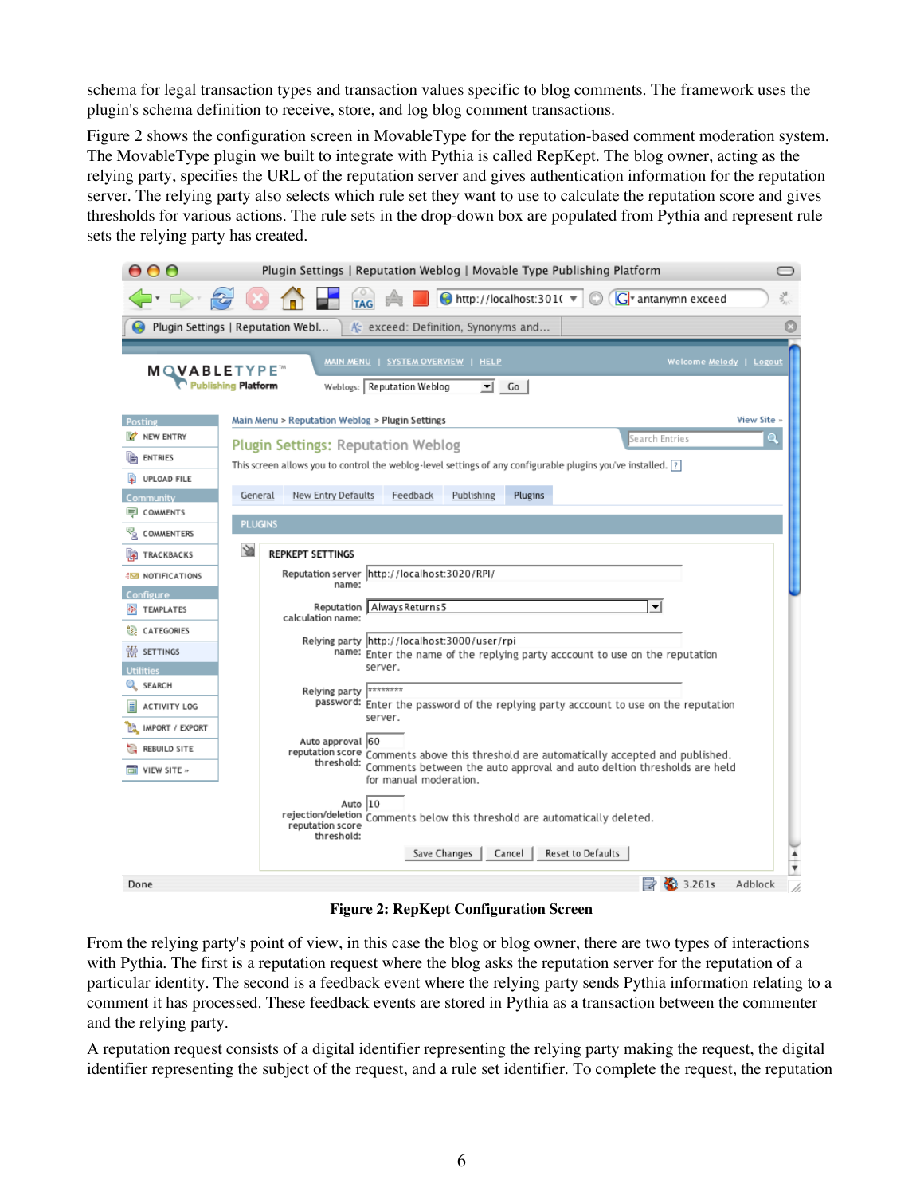schema for legal transaction types and transaction values specific to blog comments. The framework uses the plugin's schema definition to receive, store, and log blog comment transactions.

Figure 2 shows the configuration screen in MovableType for the reputation-based comment moderation system. The MovableType plugin we built to integrate with Pythia is called RepKept. The blog owner, acting as the relying party, specifies the URL of the reputation server and gives authentication information for the reputation server. The relying party also selects which rule set they want to use to calculate the reputation score and gives thresholds for various actions. The rule sets in the drop-down box are populated from Pythia and represent rule sets the relying party has created.

**Figure 2: RepKept Configuration Screen**

From the relying party's point of view, in this case the blog or blog owner, there are two types of interactions with Pythia. The first is a reputation request where the blog asks the reputation server for the reputation of a particular identity. The second is a feedback event where the relying party sends Pythia information relating to a comment it has processed. These feedback events are stored in Pythia as a transaction between the commenter and the relying party.

A reputation request consists of a digital identifier representing the relying party making the request, the digital identifier representing the subject of the request, and a rule set identifier. To complete the request, the reputation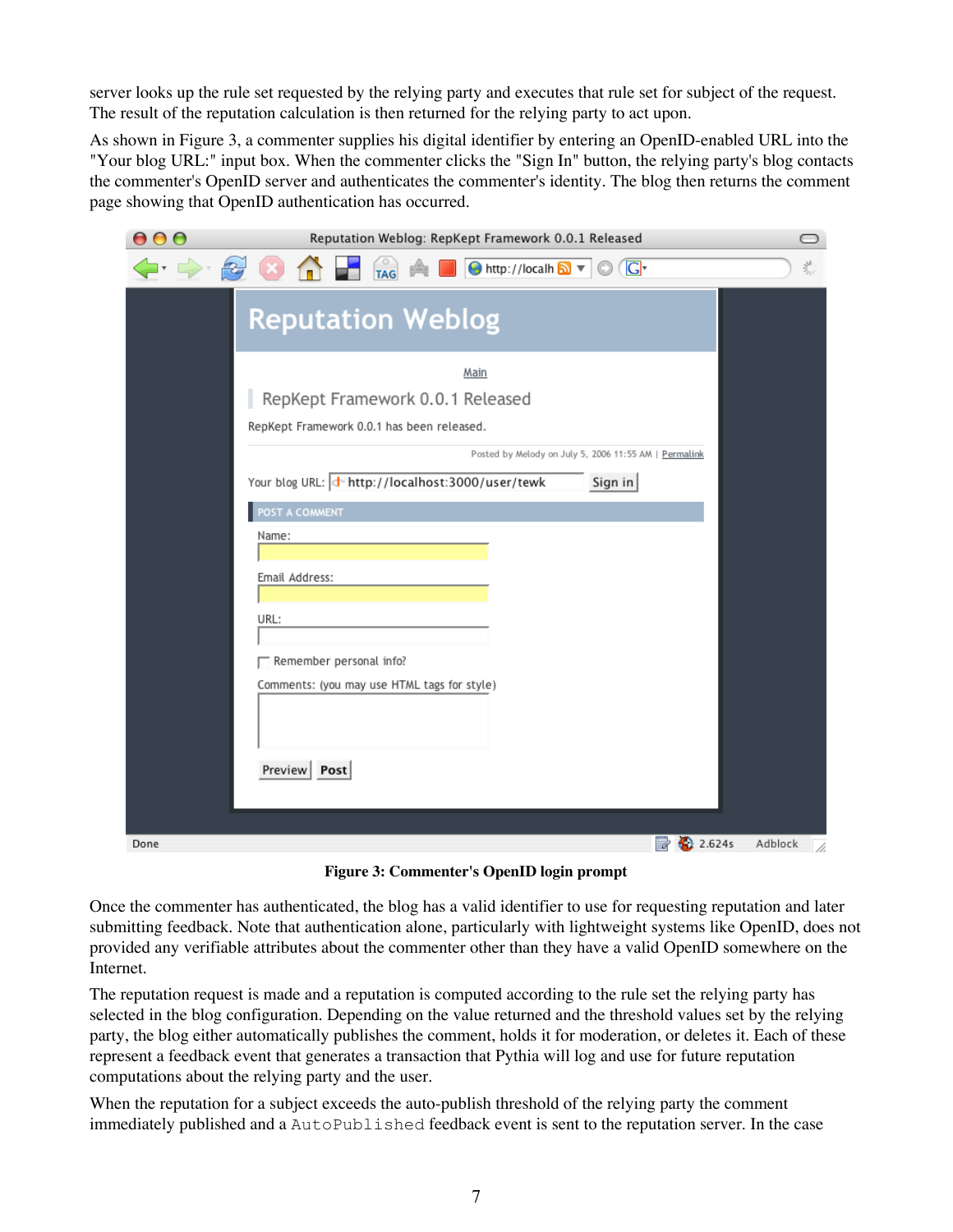server looks up the rule set requested by the relying party and executes that rule set for subject of the request. The result of the reputation calculation is then returned for the relying party to act upon.

As shown in Figure 3, a commenter supplies his digital identifier by entering an OpenID-enabled URL into the "Your blog URL:" input box. When the commenter clicks the "Sign In" button, the relying party's blog contacts the commenter's OpenID server and authenticates the commenter's identity. The blog then returns the comment page showing that OpenID authentication has occurred.

**Figure 3: Commenter's OpenID login prompt**

Once the commenter has authenticated, the blog has a valid identifier to use for requesting reputation and later submitting feedback. Note that authentication alone, particularly with lightweight systems like OpenID, does not provided any verifiable attributes about the commenter other than they have a valid OpenID somewhere on the Internet.

The reputation request is made and a reputation is computed according to the rule set the relying party has selected in the blog configuration. Depending on the value returned and the threshold values set by the relying party, the blog either automatically publishes the comment, holds it for moderation, or deletes it. Each of these represent a feedback event that generates a transaction that Pythia will log and use for future reputation computations about the relying party and the user.

When the reputation for a subject exceeds the auto-publish threshold of the relying party the comment immediately published and a `AutoPublished` feedback event is sent to the reputation server. In the case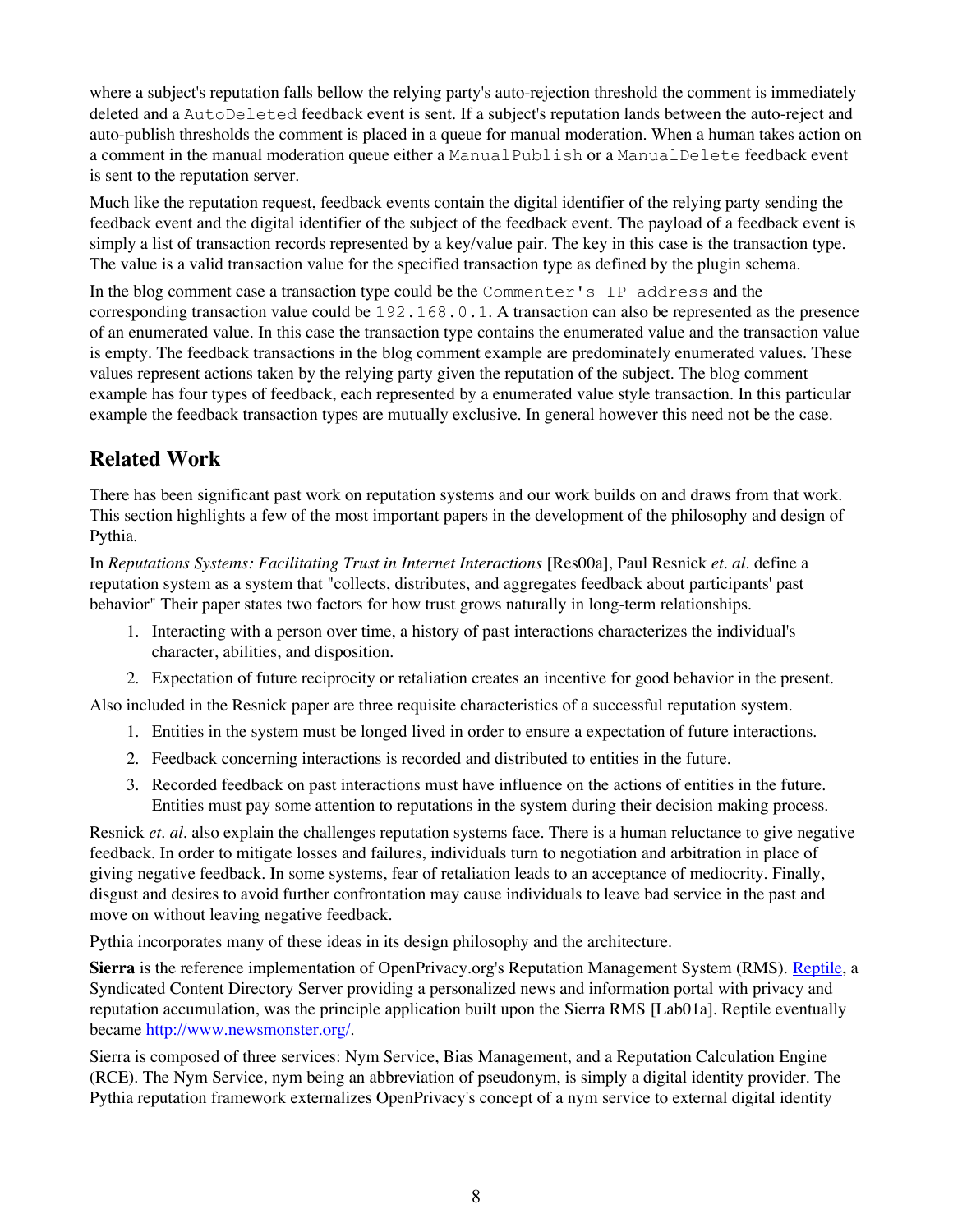where a subject's reputation falls bellow the relying party's auto-rejection threshold the comment is immediately deleted and a `AutoDeleted` feedback event is sent. If a subject's reputation lands between the auto-reject and auto-publish thresholds the comment is placed in a queue for manual moderation. When a human takes action on a comment in the manual moderation queue either a `ManualPublish` or a `ManualDelete` feedback event is sent to the reputation server.

Much like the reputation request, feedback events contain the digital identifier of the relying party sending the feedback event and the digital identifier of the subject of the feedback event. The payload of a feedback event is simply a list of transaction records represented by a key/value pair. The key in this case is the transaction type. The value is a valid transaction value for the specified transaction type as defined by the plugin schema.

In the blog comment case a transaction type could be the `Commenter's IP address` and the corresponding transaction value could be `192.168.0.1`. A transaction can also be represented as the presence of an enumerated value. In this case the transaction type contains the enumerated value and the transaction value is empty. The feedback transactions in the blog comment example are predominately enumerated values. These values represent actions taken by the relying party given the reputation of the subject. The blog comment example has four types of feedback, each represented by a enumerated value style transaction. In this particular example the feedback transaction types are mutually exclusive. In general however this need not be the case.

## Related Work

There has been significant past work on reputation systems and our work builds on and draws from that work. This section highlights a few of the most important papers in the development of the philosophy and design of Pythia.

In *Reputations Systems: Facilitating Trust in Internet Interactions* [Res00a], Paul Resnick *et. al*. define a reputation system as a system that "collects, distributes, and aggregates feedback about participants' past behavior" Their paper states two factors for how trust grows naturally in long-term relationships.

1. Interacting with a person over time, a history of past interactions characterizes the individual's character, abilities, and disposition.
2. Expectation of future reciprocity or retaliation creates an incentive for good behavior in the present.

Also included in the Resnick paper are three requisite characteristics of a successful reputation system.

1. Entities in the system must be longed lived in order to ensure a expectation of future interactions.
2. Feedback concerning interactions is recorded and distributed to entities in the future.
3. Recorded feedback on past interactions must have influence on the actions of entities in the future. Entities must pay some attention to reputations in the system during their decision making process.

Resnick *et. al*. also explain the challenges reputation systems face. There is a human reluctance to give negative feedback. In order to mitigate losses and failures, individuals turn to negotiation and arbitration in place of giving negative feedback. In some systems, fear of retaliation leads to an acceptance of mediocrity. Finally, disgust and desires to avoid further confrontation may cause individuals to leave bad service in the past and move on without leaving negative feedback.

Pythia incorporates many of these ideas in its design philosophy and the architecture.

**Sierra** is the reference implementation of OpenPrivacy.org's Reputation Management System (RMS). Reptile, a Syndicated Content Directory Server providing a personalized news and information portal with privacy and reputation accumulation, was the principle application built upon the Sierra RMS [Lab01a]. Reptile eventually became http://www.newsmonster.org/.

Sierra is composed of three services: Nym Service, Bias Management, and a Reputation Calculation Engine (RCE). The Nym Service, nym being an abbreviation of pseudonym, is simply a digital identity provider. The Pythia reputation framework externalizes OpenPrivacy's concept of a nym service to external digital identity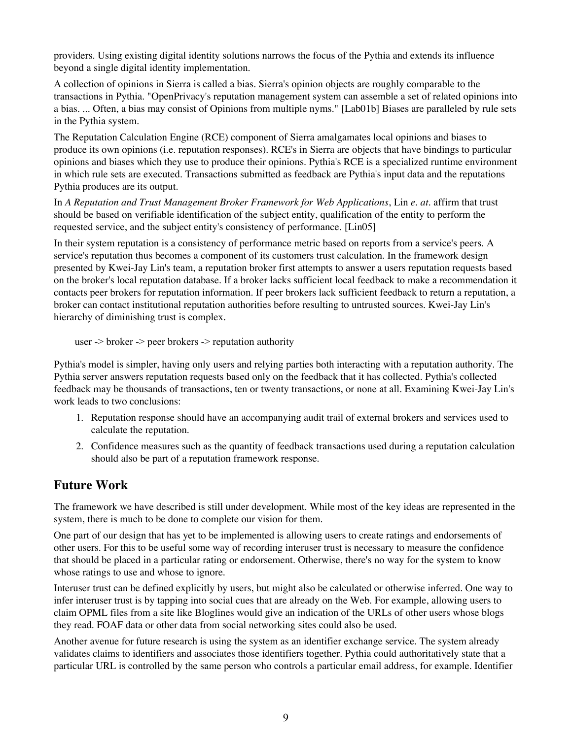providers. Using existing digital identity solutions narrows the focus of the Pythia and extends its influence beyond a single digital identity implementation.

A collection of opinions in Sierra is called a bias. Sierra's opinion objects are roughly comparable to the transactions in Pythia. "OpenPrivacy's reputation management system can assemble a set of related opinions into a bias. ... Often, a bias may consist of Opinions from multiple nyms." [Lab01b] Biases are paralleled by rule sets in the Pythia system.

The Reputation Calculation Engine (RCE) component of Sierra amalgamates local opinions and biases to produce its own opinions (i.e. reputation responses). RCE's in Sierra are objects that have bindings to particular opinions and biases which they use to produce their opinions. Pythia's RCE is a specialized runtime environment in which rule sets are executed. Transactions submitted as feedback are Pythia's input data and the reputations Pythia produces are its output.

In *A Reputation and Trust Management Broker Framework for Web Applications*, Lin *e. at.* affirm that trust should be based on verifiable identification of the subject entity, qualification of the entity to perform the requested service, and the subject entity's consistency of performance. [Lin05]

In their system reputation is a consistency of performance metric based on reports from a service's peers. A service's reputation thus becomes a component of its customers trust calculation. In the framework design presented by Kwei-Jay Lin's team, a reputation broker first attempts to answer a users reputation requests based on the broker's local reputation database. If a broker lacks sufficient local feedback to make a recommendation it contacts peer brokers for reputation information. If peer brokers lack sufficient feedback to return a reputation, a broker can contact institutional reputation authorities before resulting to untrusted sources. Kwei-Jay Lin's hierarchy of diminishing trust is complex.

```
user -> broker -> peer brokers -> reputation authority
```

Pythia's model is simpler, having only users and relying parties both interacting with a reputation authority. The Pythia server answers reputation requests based only on the feedback that it has collected. Pythia's collected feedback may be thousands of transactions, ten or twenty transactions, or none at all. Examining Kwei-Jay Lin's work leads to two conclusions:

1. Reputation response should have an accompanying audit trail of external brokers and services used to calculate the reputation.
2. Confidence measures such as the quantity of feedback transactions used during a reputation calculation should also be part of a reputation framework response.

## Future Work

The framework we have described is still under development. While most of the key ideas are represented in the system, there is much to be done to complete our vision for them.

One part of our design that has yet to be implemented is allowing users to create ratings and endorsements of other users. For this to be useful some way of recording interuser trust is necessary to measure the confidence that should be placed in a particular rating or endorsement. Otherwise, there's no way for the system to know whose ratings to use and whose to ignore.

Interuser trust can be defined explicitly by users, but might also be calculated or otherwise inferred. One way to infer interuser trust is by tapping into social cues that are already on the Web. For example, allowing users to claim OPML files from a site like Bloglines would give an indication of the URLs of other users whose blogs they read. FOAF data or other data from social networking sites could also be used.

Another avenue for future research is using the system as an identifier exchange service. The system already validates claims to identifiers and associates those identifiers together. Pythia could authoritatively state that a particular URL is controlled by the same person who controls a particular email address, for example. Identifier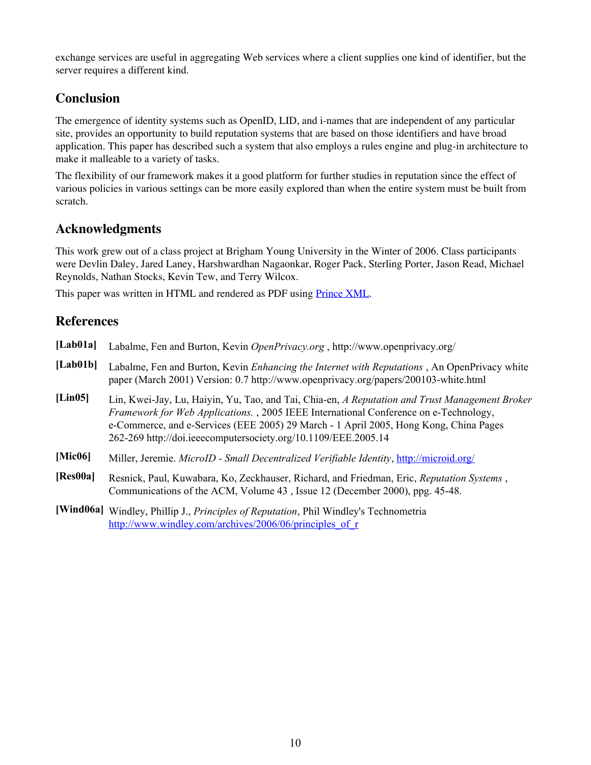exchange services are useful in aggregating Web services where a client supplies one kind of identifier, but the server requires a different kind.

## Conclusion

The emergence of identity systems such as OpenID, LID, and i-names that are independent of any particular site, provides an opportunity to build reputation systems that are based on those identifiers and have broad application. This paper has described such a system that also employs a rules engine and plug-in architecture to make it malleable to a variety of tasks.

The flexibility of our framework makes it a good platform for further studies in reputation since the effect of various policies in various settings can be more easily explored than when the entire system must be built from scratch.

## Acknowledgments

This work grew out of a class project at Brigham Young University in the Winter of 2006. Class participants were Devlin Daley, Jared Laney, Harshwardhan Nagaonkar, Roger Pack, Sterling Porter, Jason Read, Michael Reynolds, Nathan Stocks, Kevin Tew, and Terry Wilcox.

This paper was written in HTML and rendered as PDF using [Prince XML](http://www.princexml.com/).

## References

**[Lab01a]** Labalme, Fen and Burton, Kevin *OpenPrivacy.org* , http://www.openprivacy.org/

**[Lab01b]** Labalme, Fen and Burton, Kevin *Enhancing the Internet with Reputations* , An OpenPrivacy white paper (March 2001) Version: 0.7 http://www.openprivacy.org/papers/200103-white.html

**[Lin05]** Lin, Kwei-Jay, Lu, Haiyin, Yu, Tao, and Tai, Chia-en, *A Reputation and Trust Management Broker Framework for Web Applications.* , 2005 IEEE International Conference on e-Technology, e-Commerce, and e-Services (EEE 2005) 29 March - 1 April 2005, Hong Kong, China Pages 262-269 http://doi.ieeecomputersociety.org/10.1109/EEE.2005.14

**[Mic06]** Miller, Jeremie. *MicroID - Small Decentralized Verifiable Identity*, [http://microid.org/](http://microid.org/)

**[Res00a]** Resnick, Paul, Kuwabara, Ko, Zeckhauser, Richard, and Friedman, Eric, *Reputation Systems* , Communications of the ACM, Volume 43 , Issue 12 (December 2000), ppg. 45-48.

**[Wind06a]** Windley, Phillip J., *Principles of Reputation*, Phil Windley's Technometria [http://www.windley.com/archives/2006/06/principles_of_r](http://www.windley.com/archives/2006/06/principles_of_r)